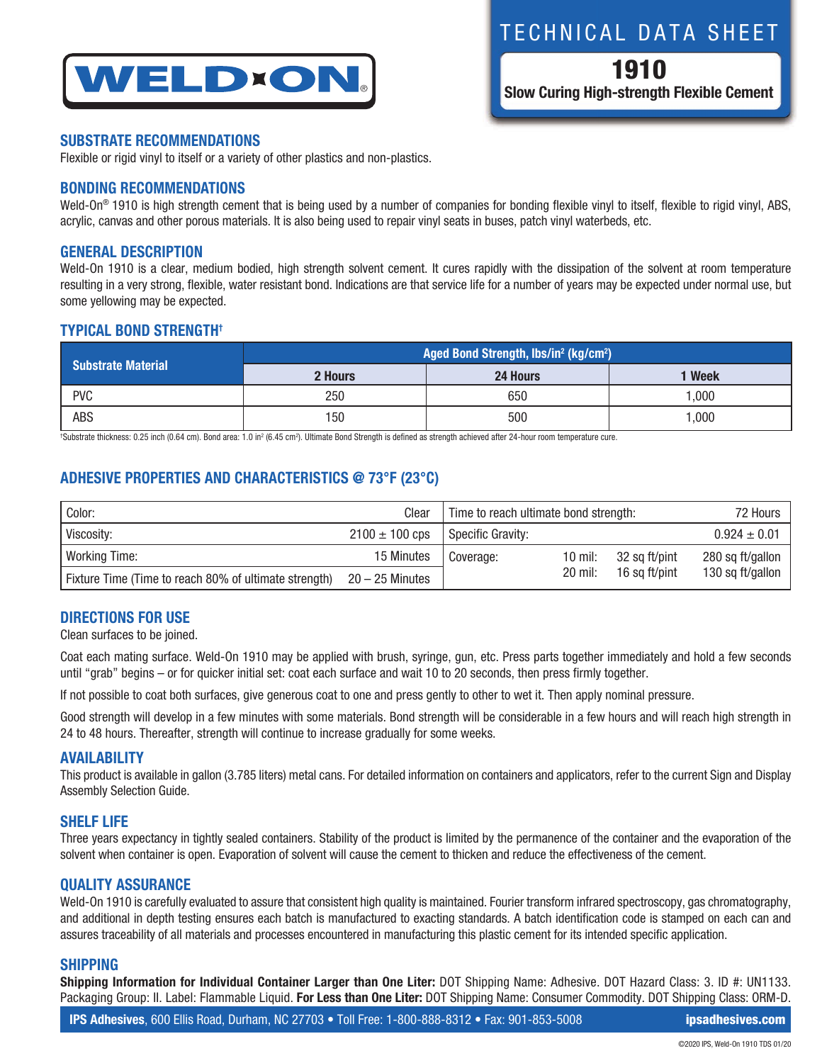# TECHNICAL DATA SHEET

## 1910

**Slow Curing High-strength Flexible Cement**

### SUBSTRATE RECOMMENDATIONS

Flexible or rigid vinyl to itself or a variety of other plastics and non-plastics.

### BONDING RECOMMENDATIONS

Weld-On® 1910 is high strength cement that is being used by a number of companies for bonding flexible vinyl to itself, flexible to rigid vinyl, ABS, acrylic, canvas and other porous materials. It is also being used to repair vinyl seats in buses, patch vinyl waterbeds, etc.

### GENERAL DESCRIPTION

Weld-On 1910 is a clear, medium bodied, high strength solvent cement. It cures rapidly with the dissipation of the solvent at room temperature resulting in a very strong, flexible, water resistant bond. Indications are that service life for a number of years may be expected under normal use, but some yellowing may be expected.

### TYPICAL BOND STRENGTH†

| Substrate Material | Aged Bond Strength, lbs/in² (kg/cm²) | | |
|---|---|---|---|
| | 2 Hours | 24 Hours | 1 Week |
| PVC | 250 | 650 | 1,000 |
| ABS | 150 | 500 | 1,000 |

†Substrate thickness: 0.25 inch (0.64 cm). Bond area: 1.0 in² (6.45 cm²). Ultimate Bond Strength is defined as strength achieved after 24-hour room temperature cure.

### ADHESIVE PROPERTIES AND CHARACTERISTICS @ 73°F (23°C)

| Property | Value | Property | Value |
|---|---|---|---|
| Color: | Clear | Time to reach ultimate bond strength: | 72 Hours |
| Viscosity: | 2100 ± 100 cps | Specific Gravity: | 0.924 ± 0.01 |
| Working Time: | 15 Minutes | Coverage: | 10 mil: 32 sq ft/pint, 280 sq ft/gallon |
| Fixture Time (Time to reach 80% of ultimate strength) | 20 – 25 Minutes | | 20 mil: 16 sq ft/pint, 130 sq ft/gallon |

### DIRECTIONS FOR USE

Clean surfaces to be joined.

Coat each mating surface. Weld-On 1910 may be applied with brush, syringe, gun, etc. Press parts together immediately and hold a few seconds until "grab" begins – or for quicker initial set: coat each surface and wait 10 to 20 seconds, then press firmly together.

If not possible to coat both surfaces, give generous coat to one and press gently to other to wet it. Then apply nominal pressure.

Good strength will develop in a few minutes with some materials. Bond strength will be considerable in a few hours and will reach high strength in 24 to 48 hours. Thereafter, strength will continue to increase gradually for some weeks.

### AVAILABILITY

This product is available in gallon (3.785 liters) metal cans. For detailed information on containers and applicators, refer to the current Sign and Display Assembly Selection Guide.

### SHELF LIFE

Three years expectancy in tightly sealed containers. Stability of the product is limited by the permanence of the container and the evaporation of the solvent when container is open. Evaporation of solvent will cause the cement to thicken and reduce the effectiveness of the cement.

### QUALITY ASSURANCE

Weld-On 1910 is carefully evaluated to assure that consistent high quality is maintained. Fourier transform infrared spectroscopy, gas chromatography, and additional in depth testing ensures each batch is manufactured to exacting standards. A batch identification code is stamped on each can and assures traceability of all materials and processes encountered in manufacturing this plastic cement for its intended specific application.

### SHIPPING

**Shipping Information for Individual Container Larger than One Liter:** DOT Shipping Name: Adhesive. DOT Hazard Class: 3. ID #: UN1133. Packaging Group: II. Label: Flammable Liquid. **For Less than One Liter:** DOT Shipping Name: Consumer Commodity. DOT Shipping Class: ORM-D.

**IPS Adhesives**, 600 Ellis Road, Durham, NC 27703 • Toll Free: 1-800-888-8312 • Fax: 901-853-5008 **ipsadhesives.com**

©2020 IPS, Weld-On 1910 TDS 01/20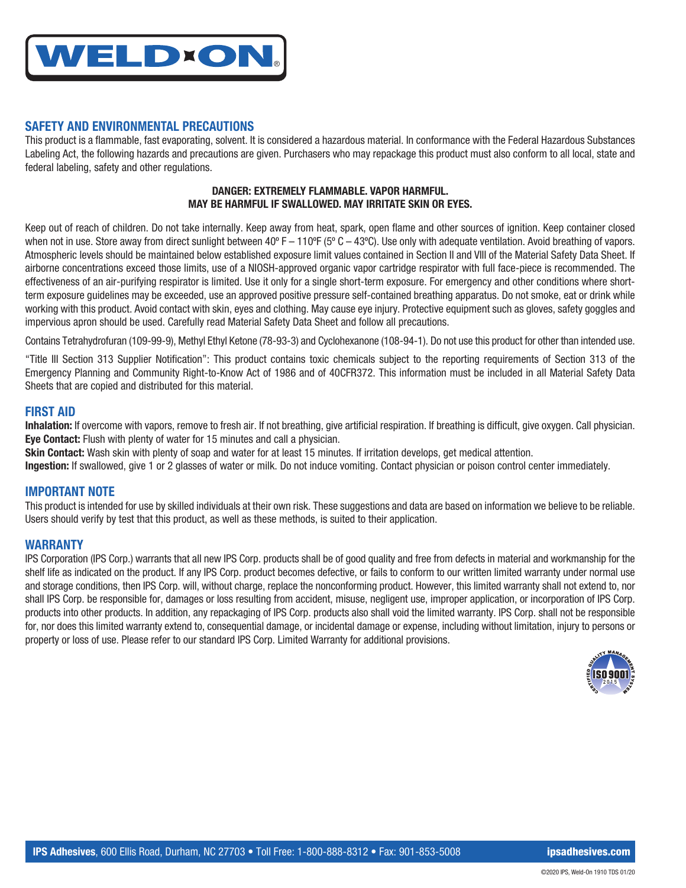WELD-ON®

## SAFETY AND ENVIRONMENTAL PRECAUTIONS

This product is a flammable, fast evaporating, solvent. It is considered a hazardous material. In conformance with the Federal Hazardous Substances Labeling Act, the following hazards and precautions are given. Purchasers who may repackage this product must also conform to all local, state and federal labeling, safety and other regulations.

**DANGER: EXTREMELY FLAMMABLE. VAPOR HARMFUL.**
**MAY BE HARMFUL IF SWALLOWED. MAY IRRITATE SKIN OR EYES.**

Keep out of reach of children. Do not take internally. Keep away from heat, spark, open flame and other sources of ignition. Keep container closed when not in use. Store away from direct sunlight between 40º F – 110ºF (5º C – 43ºC). Use only with adequate ventilation. Avoid breathing of vapors. Atmospheric levels should be maintained below established exposure limit values contained in Section II and VIII of the Material Safety Data Sheet. If airborne concentrations exceed those limits, use of a NIOSH-approved organic vapor cartridge respirator with full face-piece is recommended. The effectiveness of an air-purifying respirator is limited. Use it only for a single short-term exposure. For emergency and other conditions where short-term exposure guidelines may be exceeded, use an approved positive pressure self-contained breathing apparatus. Do not smoke, eat or drink while working with this product. Avoid contact with skin, eyes and clothing. May cause eye injury. Protective equipment such as gloves, safety goggles and impervious apron should be used. Carefully read Material Safety Data Sheet and follow all precautions.

Contains Tetrahydrofuran (109-99-9), Methyl Ethyl Ketone (78-93-3) and Cyclohexanone (108-94-1). Do not use this product for other than intended use.

"Title III Section 313 Supplier Notification": This product contains toxic chemicals subject to the reporting requirements of Section 313 of the Emergency Planning and Community Right-to-Know Act of 1986 and of 40CFR372. This information must be included in all Material Safety Data Sheets that are copied and distributed for this material.

## FIRST AID

**Inhalation:** If overcome with vapors, remove to fresh air. If not breathing, give artificial respiration. If breathing is difficult, give oxygen. Call physician.
**Eye Contact:** Flush with plenty of water for 15 minutes and call a physician.
**Skin Contact:** Wash skin with plenty of soap and water for at least 15 minutes. If irritation develops, get medical attention.
**Ingestion:** If swallowed, give 1 or 2 glasses of water or milk. Do not induce vomiting. Contact physician or poison control center immediately.

## IMPORTANT NOTE

This product is intended for use by skilled individuals at their own risk. These suggestions and data are based on information we believe to be reliable. Users should verify by test that this product, as well as these methods, is suited to their application.

## WARRANTY

IPS Corporation (IPS Corp.) warrants that all new IPS Corp. products shall be of good quality and free from defects in material and workmanship for the shelf life as indicated on the product. If any IPS Corp. product becomes defective, or fails to conform to our written limited warranty under normal use and storage conditions, then IPS Corp. will, without charge, replace the nonconforming product. However, this limited warranty shall not extend to, nor shall IPS Corp. be responsible for, damages or loss resulting from accident, misuse, negligent use, improper application, or incorporation of IPS Corp. products into other products. In addition, any repackaging of IPS Corp. products also shall void the limited warranty. IPS Corp. shall not be responsible for, nor does this limited warranty extend to, consequential damage, or incidental damage or expense, including without limitation, injury to persons or property or loss of use. Please refer to our standard IPS Corp. Limited Warranty for additional provisions.

CERTIFIED QUALITY MANAGEMENT SYSTEM ISO 9001 2015

**IPS Adhesives**, 600 Ellis Road, Durham, NC 27703 • Toll Free: 1-800-888-8312 • Fax: 901-853-5008 **ipsadhesives.com**

©2020 IPS, Weld-On 1910 TDS 01/20